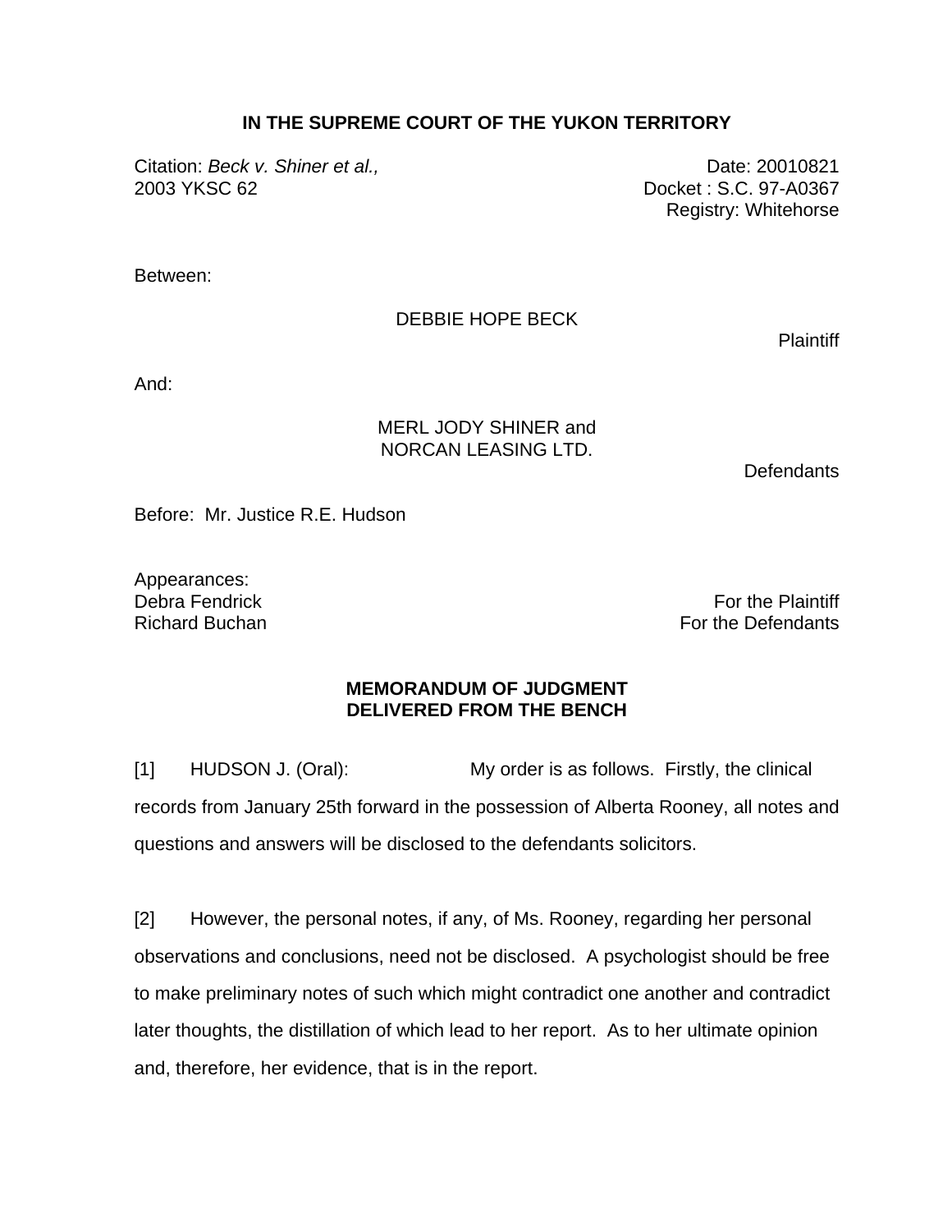**IN THE SUPREME COURT OF THE YUKON TERRITORY**

Citation: *Beck v. Shiner et al.,* 2003 YKSC 62

Date: 20010821
Docket : S.C. 97-A0367
Registry: Whitehorse

Between:

DEBBIE HOPE BECK

Plaintiff

And:

MERL JODY SHINER and
NORCAN LEASING LTD.

Defendants

Before: Mr. Justice R.E. Hudson

Appearances:
Debra Fendrick — For the Plaintiff
Richard Buchan — For the Defendants

**MEMORANDUM OF JUDGMENT**
**DELIVERED FROM THE BENCH**

[1] HUDSON J. (Oral): My order is as follows. Firstly, the clinical records from January 25th forward in the possession of Alberta Rooney, all notes and questions and answers will be disclosed to the defendants solicitors.

[2] However, the personal notes, if any, of Ms. Rooney, regarding her personal observations and conclusions, need not be disclosed. A psychologist should be free to make preliminary notes of such which might contradict one another and contradict later thoughts, the distillation of which lead to her report. As to her ultimate opinion and, therefore, her evidence, that is in the report.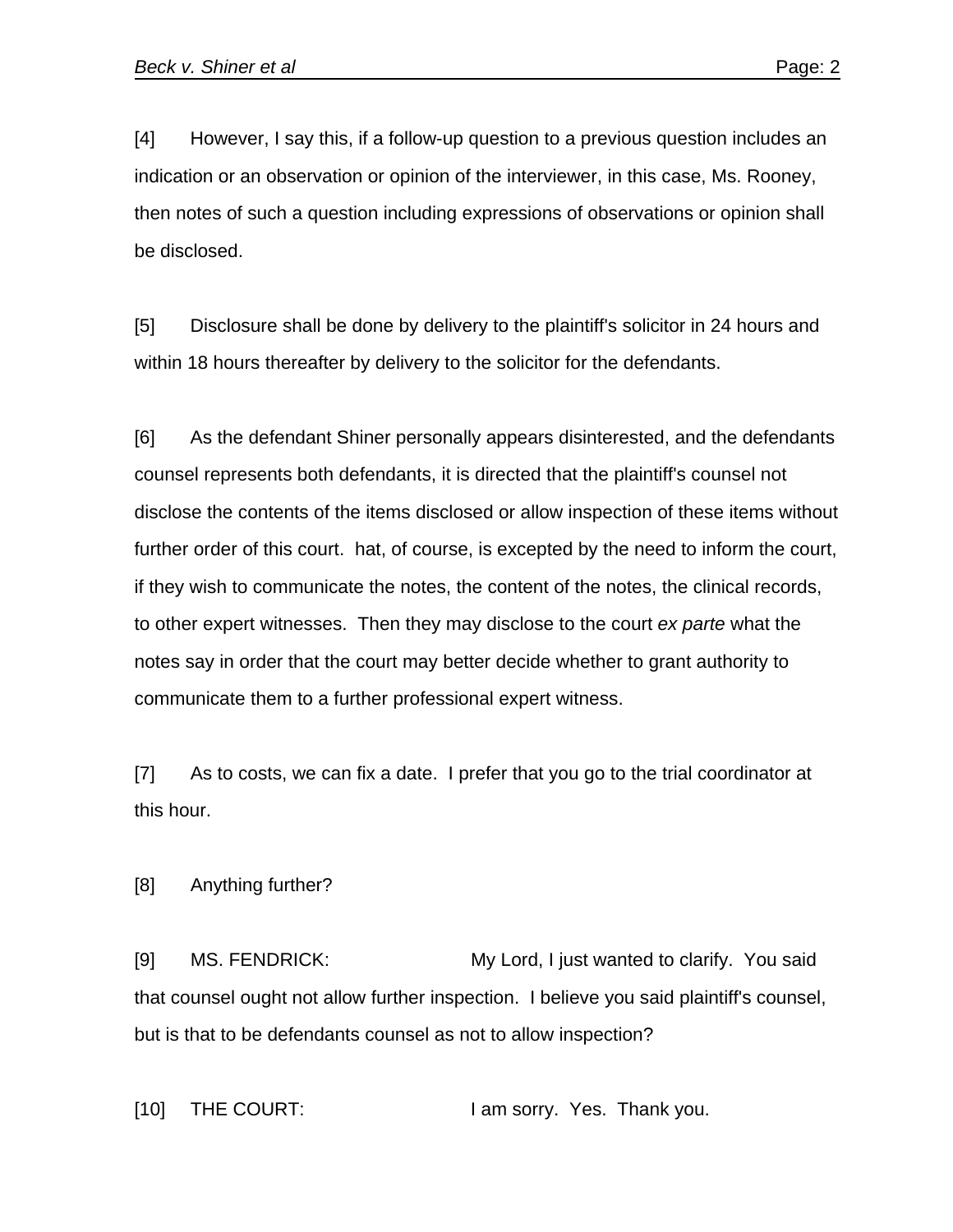[4] However, I say this, if a follow-up question to a previous question includes an indication or an observation or opinion of the interviewer, in this case, Ms. Rooney, then notes of such a question including expressions of observations or opinion shall be disclosed.

[5] Disclosure shall be done by delivery to the plaintiff's solicitor in 24 hours and within 18 hours thereafter by delivery to the solicitor for the defendants.

[6] As the defendant Shiner personally appears disinterested, and the defendants counsel represents both defendants, it is directed that the plaintiff's counsel not disclose the contents of the items disclosed or allow inspection of these items without further order of this court. hat, of course, is excepted by the need to inform the court, if they wish to communicate the notes, the content of the notes, the clinical records, to other expert witnesses. Then they may disclose to the court *ex parte* what the notes say in order that the court may better decide whether to grant authority to communicate them to a further professional expert witness.

[7] As to costs, we can fix a date. I prefer that you go to the trial coordinator at this hour.

[8] Anything further?

[9] MS. FENDRICK: My Lord, I just wanted to clarify. You said that counsel ought not allow further inspection. I believe you said plaintiff's counsel, but is that to be defendants counsel as not to allow inspection?

[10] THE COURT: I am sorry. Yes. Thank you.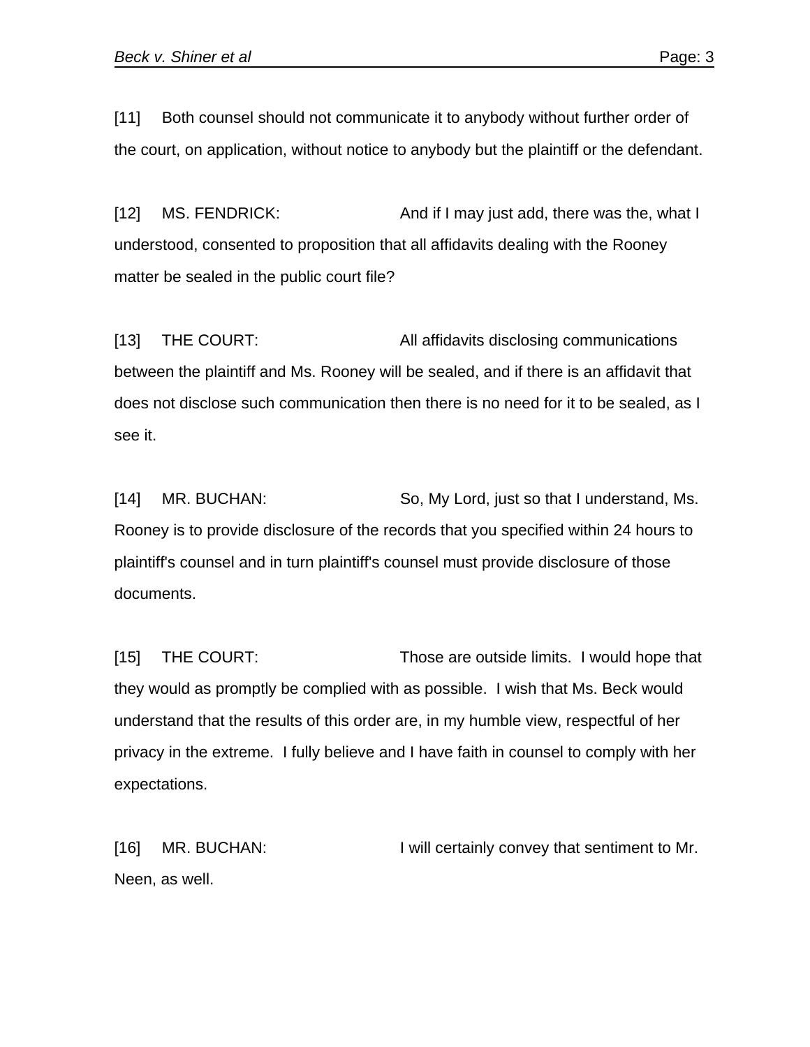[11] Both counsel should not communicate it to anybody without further order of the court, on application, without notice to anybody but the plaintiff or the defendant.

[12] MS. FENDRICK: And if I may just add, there was the, what I understood, consented to proposition that all affidavits dealing with the Rooney matter be sealed in the public court file?

[13] THE COURT: All affidavits disclosing communications between the plaintiff and Ms. Rooney will be sealed, and if there is an affidavit that does not disclose such communication then there is no need for it to be sealed, as I see it.

[14] MR. BUCHAN: So, My Lord, just so that I understand, Ms. Rooney is to provide disclosure of the records that you specified within 24 hours to plaintiff's counsel and in turn plaintiff's counsel must provide disclosure of those documents.

[15] THE COURT: Those are outside limits. I would hope that they would as promptly be complied with as possible. I wish that Ms. Beck would understand that the results of this order are, in my humble view, respectful of her privacy in the extreme. I fully believe and I have faith in counsel to comply with her expectations.

[16] MR. BUCHAN: I will certainly convey that sentiment to Mr. Neen, as well.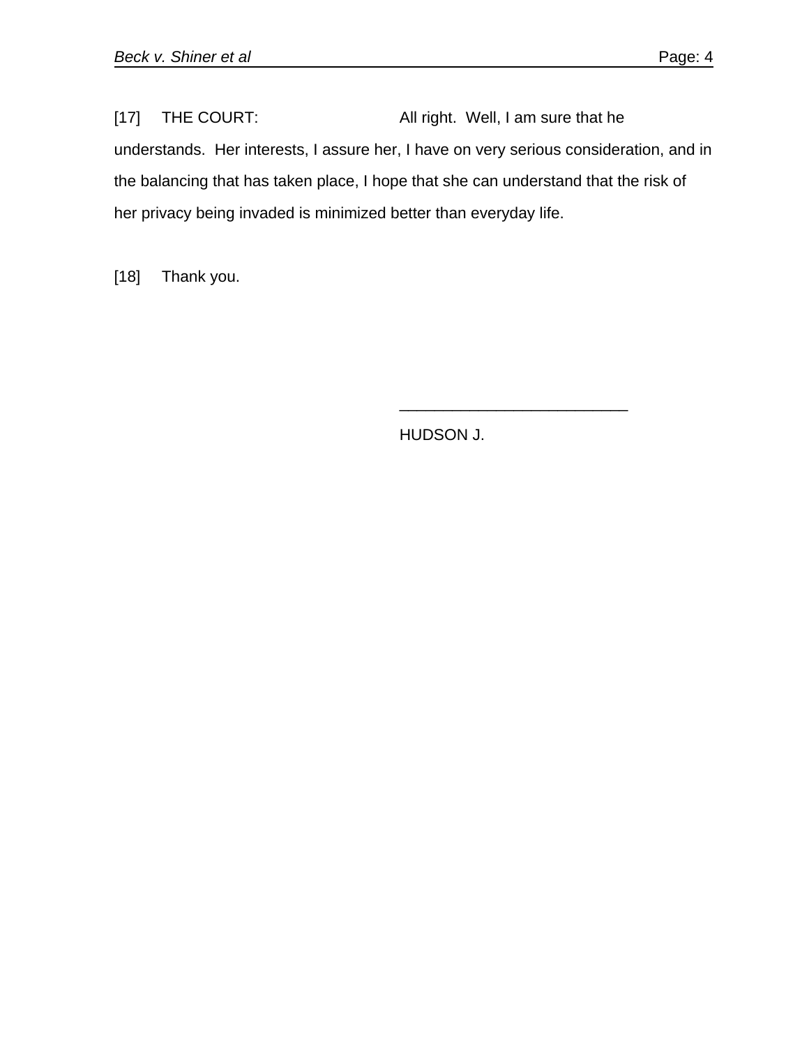[17] THE COURT: All right. Well, I am sure that he understands. Her interests, I assure her, I have on very serious consideration, and in the balancing that has taken place, I hope that she can understand that the risk of her privacy being invaded is minimized better than everyday life.

[18] Thank you.

___________________________

HUDSON J.